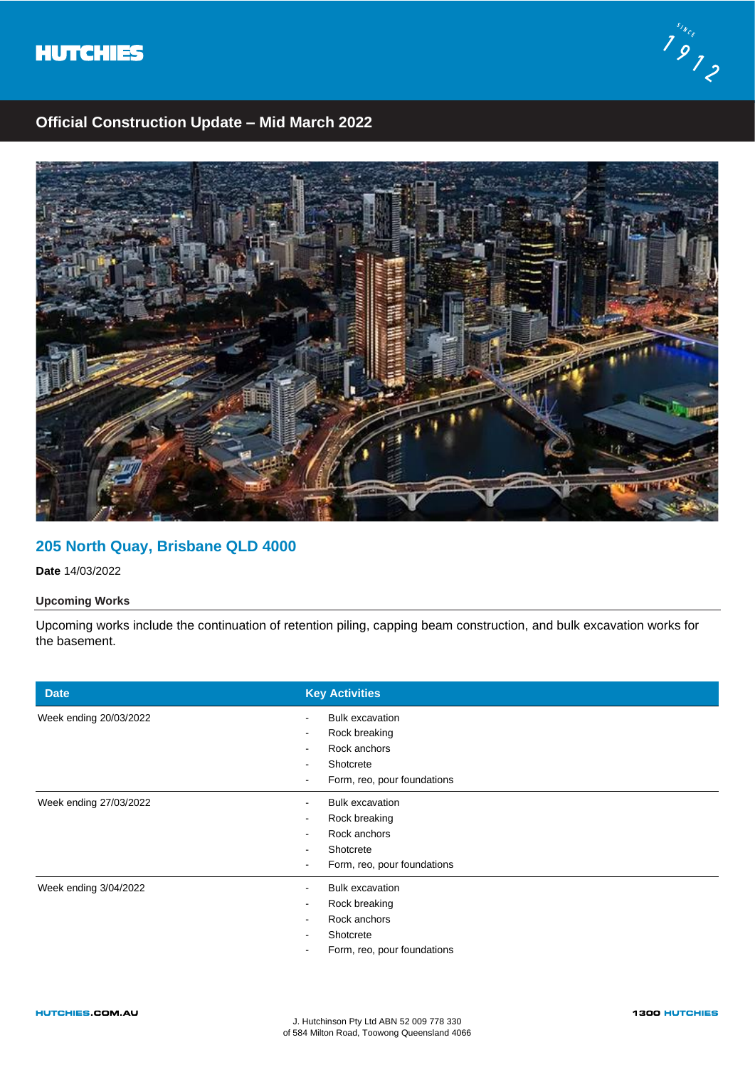HUTCHIES

## Official Construction Update – Mid March 2022

## 205 North Quay, Brisbane QLD 4000

**Date** 14/03/2022

### Upcoming Works

Upcoming works include the continuation of retention piling, capping beam construction, and bulk excavation works for the basement.

| Date | Key Activities |
|---|---|
| Week ending 20/03/2022 | - Bulk excavation<br>- Rock breaking<br>- Rock anchors<br>- Shotcrete<br>- Form, reo, pour foundations |
| Week ending 27/03/2022 | - Bulk excavation<br>- Rock breaking<br>- Rock anchors<br>- Shotcrete<br>- Form, reo, pour foundations |
| Week ending 3/04/2022 | - Bulk excavation<br>- Rock breaking<br>- Rock anchors<br>- Shotcrete<br>- Form, reo, pour foundations |

HUTCHIES.COM.AU

J. Hutchinson Pty Ltd ABN 52 009 778 330
of 584 Milton Road, Toowong Queensland 4066

1300 HUTCHIES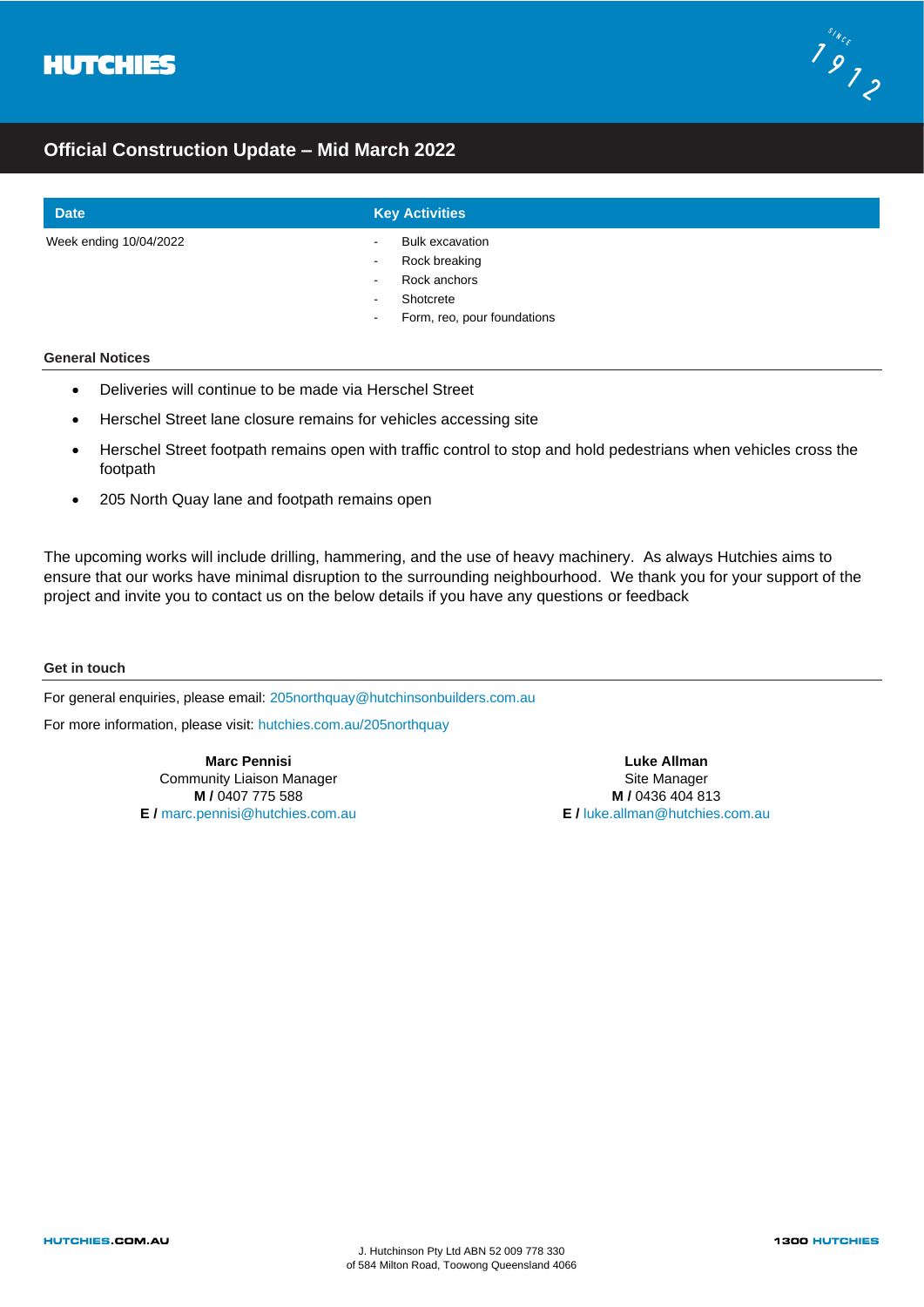# HUTCHIES

## Official Construction Update – Mid March 2022

| Date | Key Activities |
| --- | --- |
| Week ending 10/04/2022 | - Bulk excavation<br>- Rock breaking<br>- Rock anchors<br>- Shotcrete<br>- Form, reo, pour foundations |

### General Notices

- Deliveries will continue to be made via Herschel Street
- Herschel Street lane closure remains for vehicles accessing site
- Herschel Street footpath remains open with traffic control to stop and hold pedestrians when vehicles cross the footpath
- 205 North Quay lane and footpath remains open

The upcoming works will include drilling, hammering, and the use of heavy machinery. As always Hutchies aims to ensure that our works have minimal disruption to the surrounding neighbourhood. We thank you for your support of the project and invite you to contact us on the below details if you have any questions or feedback

### Get in touch

For general enquiries, please email: 205northquay@hutchinsonbuilders.com.au

For more information, please visit: hutchies.com.au/205northquay

**Marc Pennisi**
Community Liaison Manager
**M /** 0407 775 588
**E /** marc.pennisi@hutchies.com.au

**Luke Allman**
Site Manager
**M /** 0436 404 813
**E /** luke.allman@hutchies.com.au

HUTCHIES.COM.AU

J. Hutchinson Pty Ltd ABN 52 009 778 330
of 584 Milton Road, Toowong Queensland 4066

1300 HUTCHIES